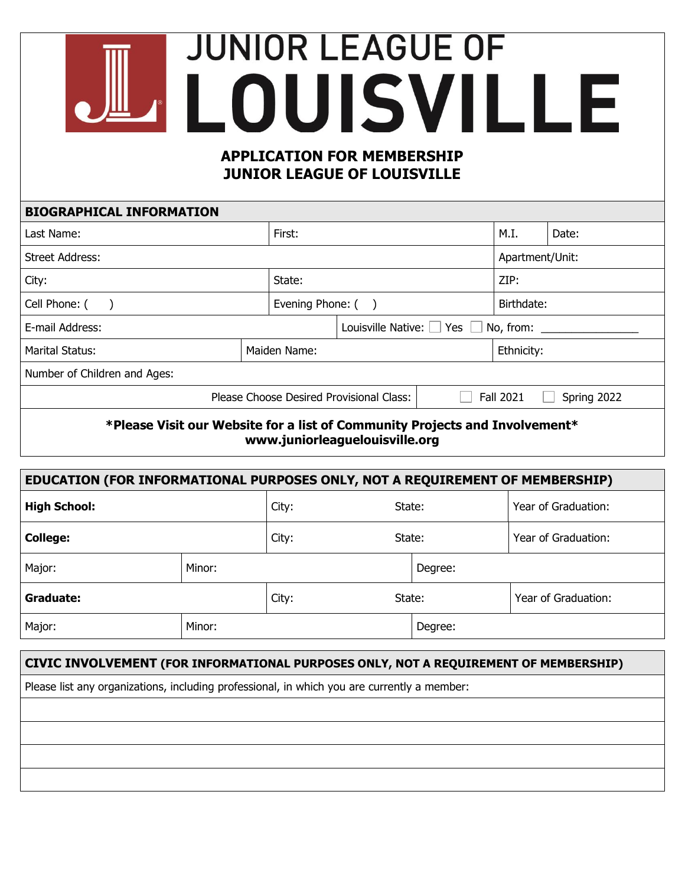# JUNIOR LEAGUE OF LOUISVILLE

## APPLICATION FOR MEMBERSHIP
## JUNIOR LEAGUE OF LOUISVILLE

| BIOGRAPHICAL INFORMATION | | | |
|---|---|---|---|
| Last Name: | First: | M.I. | Date: |
| Street Address: | | Apartment/Unit: | |
| City: | State: | ZIP: | |
| Cell Phone: ( ) | Evening Phone: ( ) | Birthdate: | |
| E-mail Address: | Louisville Native: ☐ Yes ☐ No, from: _______________ | | |
| Marital Status: | Maiden Name: | Ethnicity: | |
| Number of Children and Ages: | | | |
| Please Choose Desired Provisional Class: | ☐ Fall 2021 ☐ Spring 2022 | | |

**\*Please Visit our Website for a list of Community Projects and Involvement\***
**www.juniorleaguelouisville.org**

| EDUCATION (FOR INFORMATIONAL PURPOSES ONLY, NOT A REQUIREMENT OF MEMBERSHIP) | | | |
|---|---|---|---|
| **High School:** | City: | State: | Year of Graduation: |
| **College:** | City: | State: | Year of Graduation: |
| Major: | Minor: | Degree: | |
| **Graduate:** | City: | State: | Year of Graduation: |
| Major: | Minor: | Degree: | |

| CIVIC INVOLVEMENT (FOR INFORMATIONAL PURPOSES ONLY, NOT A REQUIREMENT OF MEMBERSHIP) |
|---|
| Please list any organizations, including professional, in which you are currently a member: |
| |
| |
| |
| |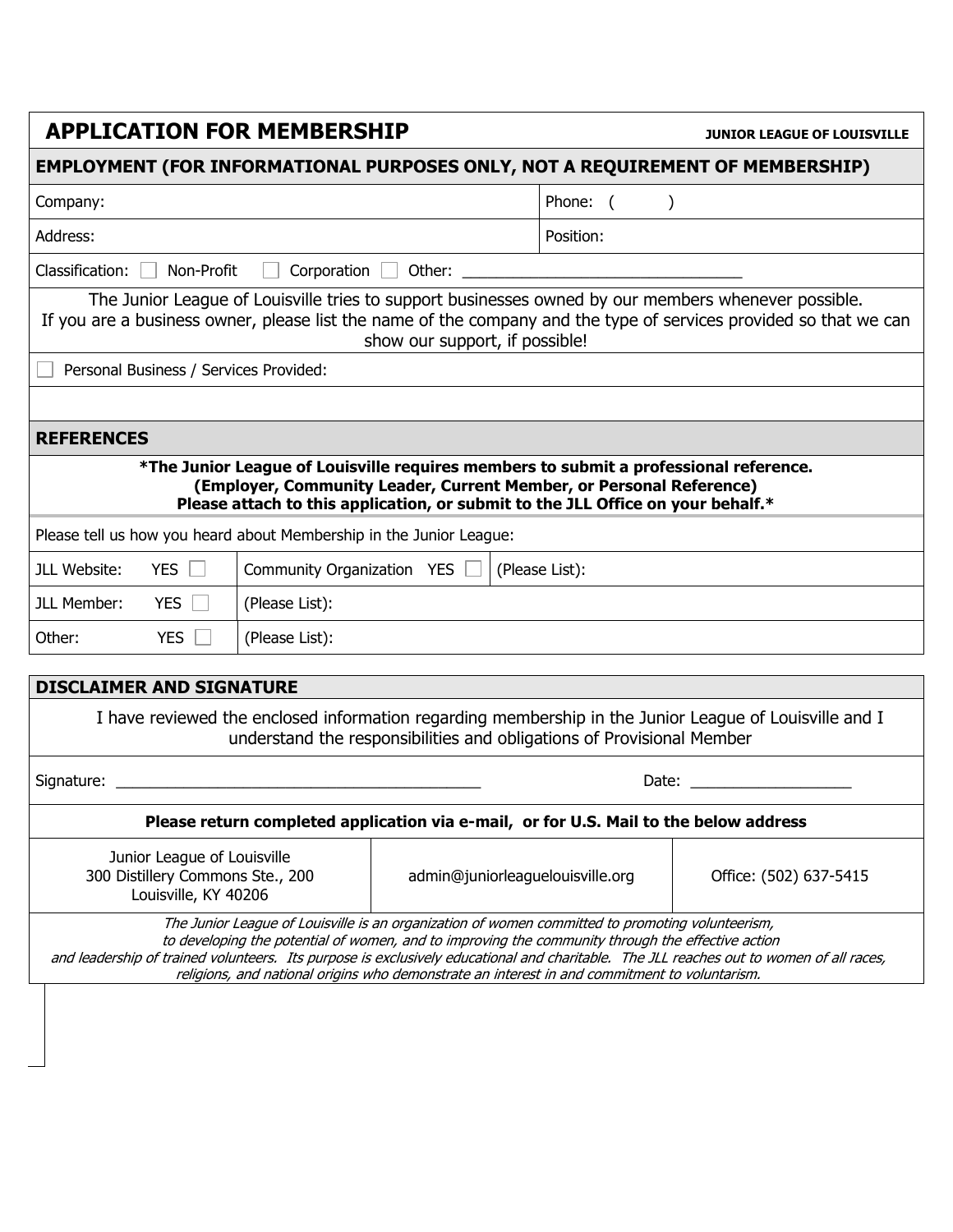## APPLICATION FOR MEMBERSHIP

**JUNIOR LEAGUE OF LOUISVILLE**

### EMPLOYMENT (FOR INFORMATIONAL PURPOSES ONLY, NOT A REQUIREMENT OF MEMBERSHIP)

| | |
|---|---|
| Company: | Phone: ( ) |
| Address: | Position: |

Classification: ☐ Non-Profit ☐ Corporation ☐ Other: ________________________________

The Junior League of Louisville tries to support businesses owned by our members whenever possible. If you are a business owner, please list the name of the company and the type of services provided so that we can show our support, if possible!

☐ Personal Business / Services Provided:

### REFERENCES

**\*The Junior League of Louisville requires members to submit a professional reference. (Employer, Community Leader, Current Member, or Personal Reference) Please attach to this application, or submit to the JLL Office on your behalf.\***

Please tell us how you heard about Membership in the Junior League:

| | | |
|---|---|---|
| JLL Website: YES ☐ | Community Organization YES ☐ | (Please List): |
| JLL Member: YES ☐ | (Please List): | |
| Other: YES ☐ | (Please List): | |

### DISCLAIMER AND SIGNATURE

I have reviewed the enclosed information regarding membership in the Junior League of Louisville and I understand the responsibilities and obligations of Provisional Member

Signature: ____________________________________________ Date: ___________________

**Please return completed application via e-mail, or for U.S. Mail to the below address**

| | | |
|---|---|---|
| Junior League of Louisville<br>300 Distillery Commons Ste., 200<br>Louisville, KY 40206 | admin@juniorleaguelouisville.org | Office: (502) 637-5415 |

*The Junior League of Louisville is an organization of women committed to promoting volunteerism, to developing the potential of women, and to improving the community through the effective action and leadership of trained volunteers. Its purpose is exclusively educational and charitable. The JLL reaches out to women of all races, religions, and national origins who demonstrate an interest in and commitment to voluntarism.*